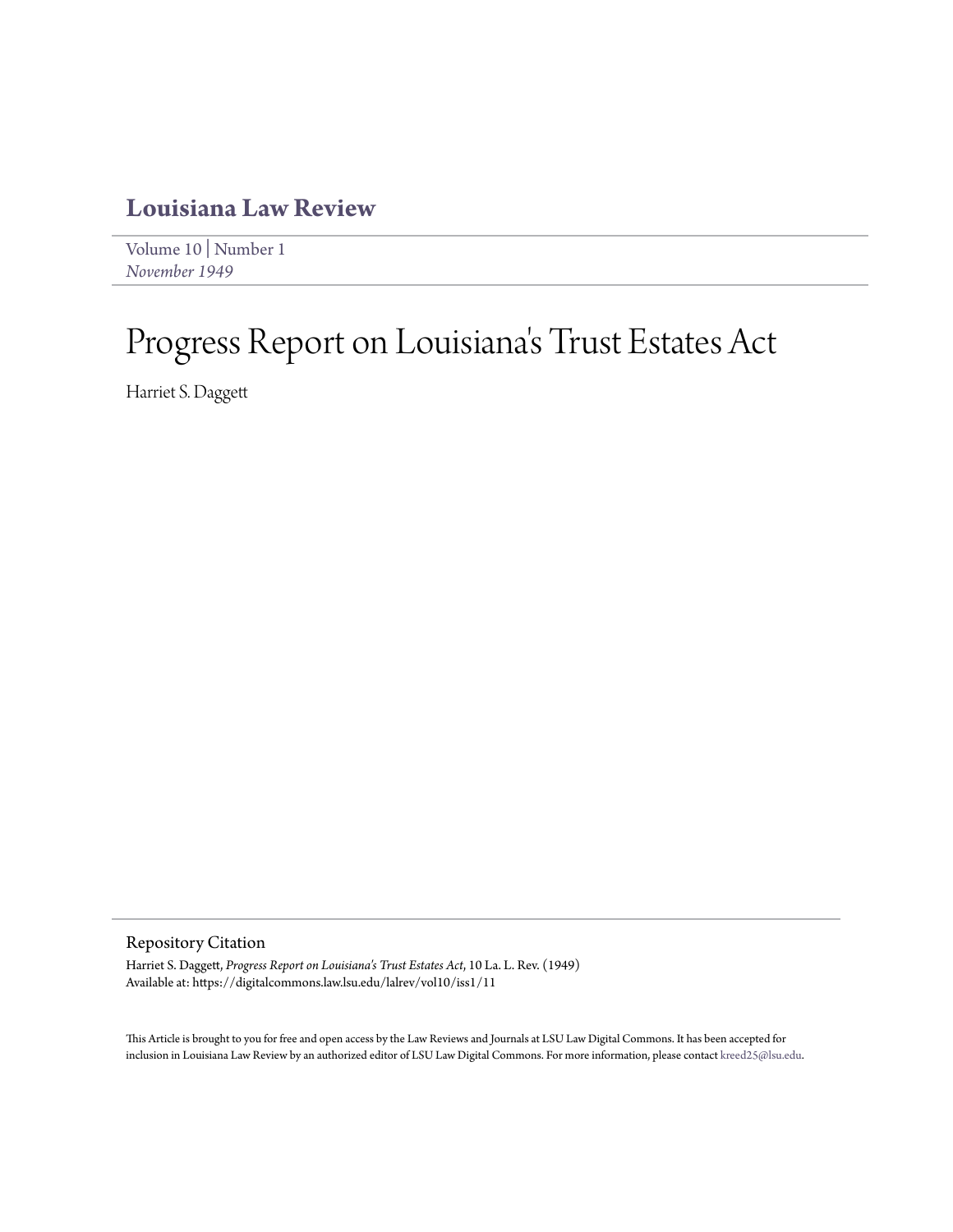# Louisiana Law Review

Volume 10 | Number 1
*November 1949*

# Progress Report on Louisiana's Trust Estates Act

Harriet S. Daggett

## Repository Citation

Harriet S. Daggett, *Progress Report on Louisiana's Trust Estates Act*, 10 La. L. Rev. (1949)
Available at: https://digitalcommons.law.lsu.edu/lalrev/vol10/iss1/11

This Article is brought to you for free and open access by the Law Reviews and Journals at LSU Law Digital Commons. It has been accepted for inclusion in Louisiana Law Review by an authorized editor of LSU Law Digital Commons. For more information, please contact kreed25@lsu.edu.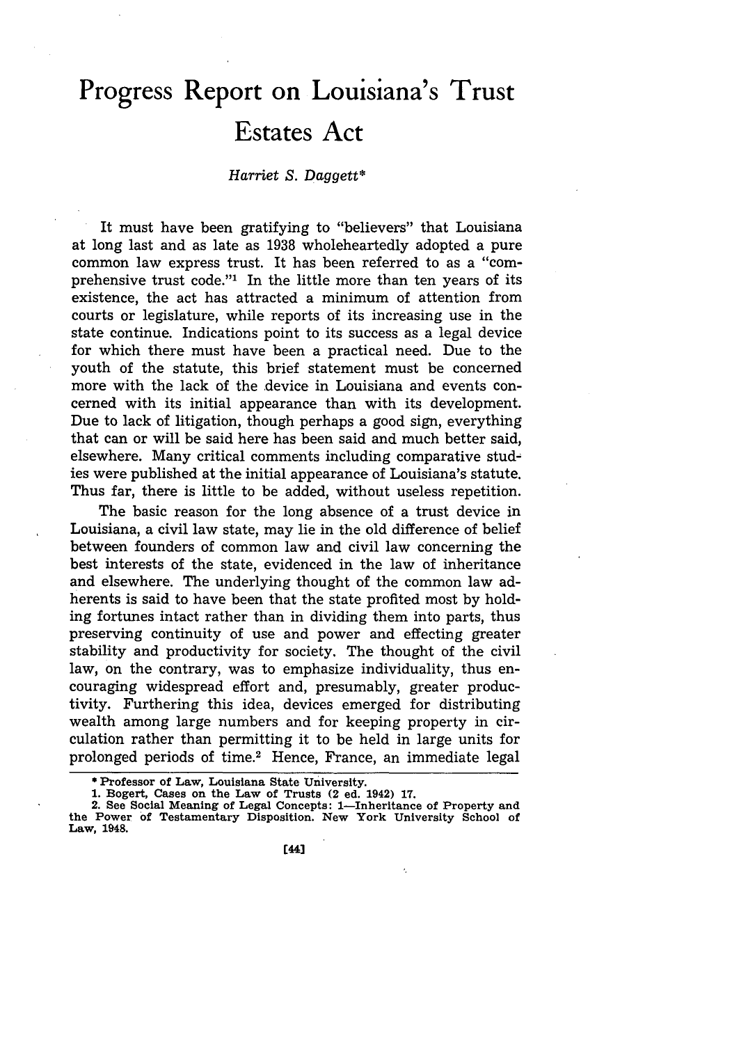# Progress Report on Louisiana's Trust Estates Act

*Harriet S. Daggett**

It must have been gratifying to "believers" that Louisiana at long last and as late as 1938 wholeheartedly adopted a pure common law express trust. It has been referred to as a "comprehensive trust code."[1] In the little more than ten years of its existence, the act has attracted a minimum of attention from courts or legislature, while reports of its increasing use in the state continue. Indications point to its success as a legal device for which there must have been a practical need. Due to the youth of the statute, this brief statement must be concerned more with the lack of the device in Louisiana and events concerned with its initial appearance than with its development. Due to lack of litigation, though perhaps a good sign, everything that can or will be said here has been said and much better said, elsewhere. Many critical comments including comparative studies were published at the initial appearance of Louisiana's statute. Thus far, there is little to be added, without useless repetition.

The basic reason for the long absence of a trust device in Louisiana, a civil law state, may lie in the old difference of belief between founders of common law and civil law concerning the best interests of the state, evidenced in the law of inheritance and elsewhere. The underlying thought of the common law adherents is said to have been that the state profited most by holding fortunes intact rather than in dividing them into parts, thus preserving continuity of use and power and effecting greater stability and productivity for society. The thought of the civil law, on the contrary, was to emphasize individuality, thus encouraging widespread effort and, presumably, greater productivity. Furthering this idea, devices emerged for distributing wealth among large numbers and for keeping property in circulation rather than permitting it to be held in large units for prolonged periods of time.[2] Hence, France, an immediate legal

---

\* Professor of Law, Louisiana State University.

1. Bogert, Cases on the Law of Trusts (2 ed. 1942) 17.

2. See Social Meaning of Legal Concepts: 1—Inheritance of Property and the Power of Testamentary Disposition. New York University School of Law, 1948.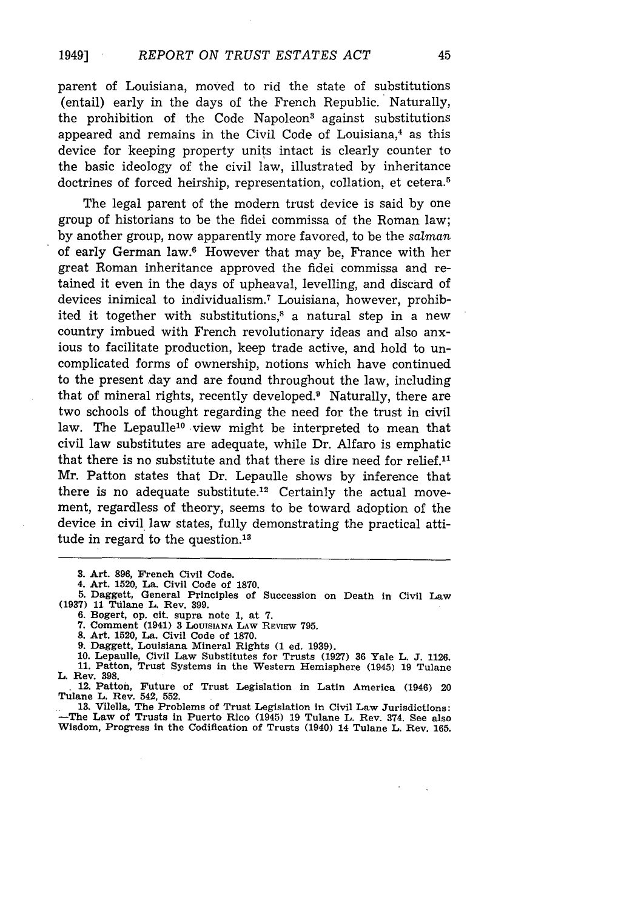parent of Louisiana, moved to rid the state of substitutions (entail) early in the days of the French Republic. Naturally, the prohibition of the Code Napoleon[3] against substitutions appeared and remains in the Civil Code of Louisiana,[4] as this device for keeping property units intact is clearly counter to the basic ideology of the civil law, illustrated by inheritance doctrines of forced heirship, representation, collation, et cetera.[5]

The legal parent of the modern trust device is said by one group of historians to be the fidei commissa of the Roman law; by another group, now apparently more favored, to be the *salman* of early German law.[6] However that may be, France with her great Roman inheritance approved the fidei commissa and retained it even in the days of upheaval, levelling, and discard of devices inimical to individualism.[7] Louisiana, however, prohibited it together with substitutions,[8] a natural step in a new country imbued with French revolutionary ideas and also anxious to facilitate production, keep trade active, and hold to uncomplicated forms of ownership, notions which have continued to the present day and are found throughout the law, including that of mineral rights, recently developed.[9] Naturally, there are two schools of thought regarding the need for the trust in civil law. The Lepaulle[10] view might be interpreted to mean that civil law substitutes are adequate, while Dr. Alfaro is emphatic that there is no substitute and that there is dire need for relief.[11] Mr. Patton states that Dr. Lepaulle shows by inference that there is no adequate substitute.[12] Certainly the actual movement, regardless of theory, seems to be toward adoption of the device in civil law states, fully demonstrating the practical attitude in regard to the question.[13]

---

3. Art. 896, French Civil Code.
4. Art. 1520, La. Civil Code of 1870.
5. Daggett, General Principles of Succession on Death in Civil Law (1937) 11 Tulane L. Rev. 399.
6. Bogert, op. cit. supra note 1, at 7.
7. Comment (1941) 3 LOUISIANA LAW REVIEW 795.
8. Art. 1520, La. Civil Code of 1870.
9. Daggett, Louisiana Mineral Rights (1 ed. 1939).
10. Lepaulle, Civil Law Substitutes for Trusts (1927) 36 Yale L. J. 1126.
11. Patton, Trust Systems in the Western Hemisphere (1945) 19 Tulane L. Rev. 398.
12. Patton, Future of Trust Legislation in Latin America (1946) 20 Tulane L. Rev. 542, 552.
13. Vilella, The Problems of Trust Legislation in Civil Law Jurisdictions: —The Law of Trusts in Puerto Rico (1945) 19 Tulane L. Rev. 374. See also Wisdom, Progress in the Codification of Trusts (1940) 14 Tulane L. Rev. 165.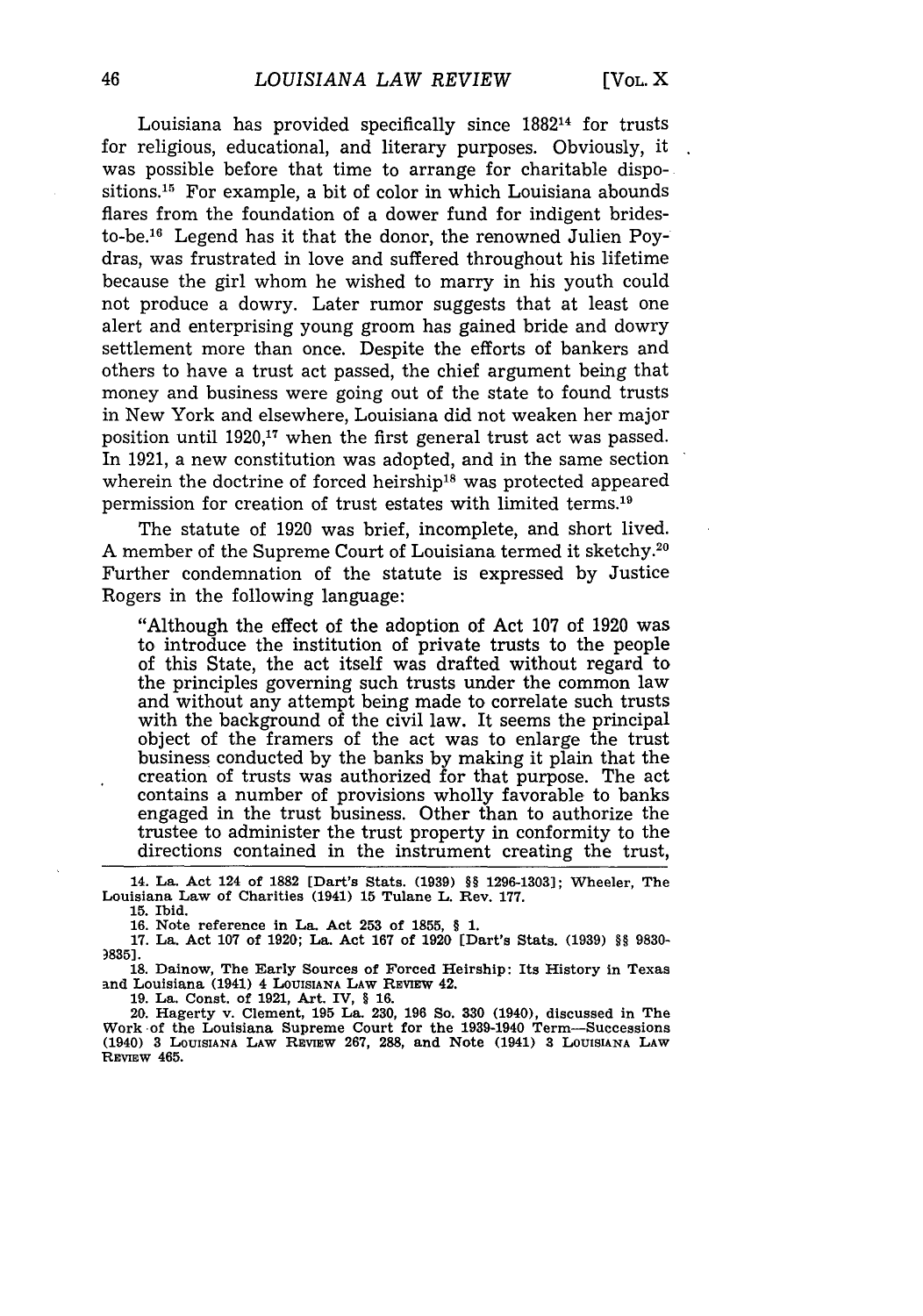Louisiana has provided specifically since 1882[14] for trusts for religious, educational, and literary purposes. Obviously, it was possible before that time to arrange for charitable dispositions.[15] For example, a bit of color in which Louisiana abounds flares from the foundation of a dower fund for indigent brides-to-be.[16] Legend has it that the donor, the renowned Julien Poydras, was frustrated in love and suffered throughout his lifetime because the girl whom he wished to marry in his youth could not produce a dowry. Later rumor suggests that at least one alert and enterprising young groom has gained bride and dowry settlement more than once. Despite the efforts of bankers and others to have a trust act passed, the chief argument being that money and business were going out of the state to found trusts in New York and elsewhere, Louisiana did not weaken her major position until 1920,[17] when the first general trust act was passed. In 1921, a new constitution was adopted, and in the same section wherein the doctrine of forced heirship[18] was protected appeared permission for creation of trust estates with limited terms.[19]

The statute of 1920 was brief, incomplete, and short lived. A member of the Supreme Court of Louisiana termed it sketchy.[20] Further condemnation of the statute is expressed by Justice Rogers in the following language:

> "Although the effect of the adoption of Act 107 of 1920 was to introduce the institution of private trusts to the people of this State, the act itself was drafted without regard to the principles governing such trusts under the common law and without any attempt being made to correlate such trusts with the background of the civil law. It seems the principal object of the framers of the act was to enlarge the trust business conducted by the banks by making it plain that the creation of trusts was authorized for that purpose. The act contains a number of provisions wholly favorable to banks engaged in the trust business. Other than to authorize the trustee to administer the trust property in conformity to the directions contained in the instrument creating the trust,

---

14. La. Act 124 of 1882 [Dart's Stats. (1939) §§ 1296-1303]; Wheeler, The Louisiana Law of Charities (1941) 15 Tulane L. Rev. 177.

15. Ibid.

16. Note reference in La. Act 253 of 1855, § 1.

17. La. Act 107 of 1920; La. Act 167 of 1920 [Dart's Stats. (1939) §§ 9830-9835].

18. Dainow, The Early Sources of Forced Heirship: Its History in Texas and Louisiana (1941) 4 LOUISIANA LAW REVIEW 42.

19. La. Const. of 1921, Art. IV, § 16.

20. Hagerty v. Clement, 195 La. 230, 196 So. 330 (1940), discussed in The Work of the Louisiana Supreme Court for the 1939-1940 Term—Successions (1940) 3 LOUISIANA LAW REVIEW 267, 288, and Note (1941) 3 LOUISIANA LAW REVIEW 465.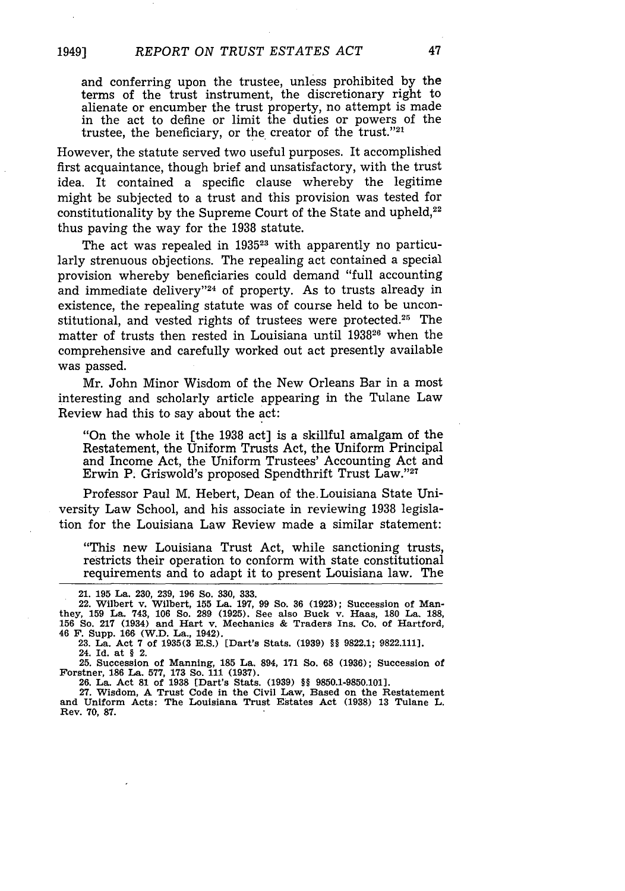and conferring upon the trustee, unless prohibited by the terms of the trust instrument, the discretionary right to alienate or encumber the trust property, no attempt is made in the act to define or limit the duties or powers of the trustee, the beneficiary, or the creator of the trust."[21]

However, the statute served two useful purposes. It accomplished first acquaintance, though brief and unsatisfactory, with the trust idea. It contained a specific clause whereby the legitime might be subjected to a trust and this provision was tested for constitutionality by the Supreme Court of the State and upheld,[22] thus paving the way for the 1938 statute.

The act was repealed in 1935[23] with apparently no particularly strenuous objections. The repealing act contained a special provision whereby beneficiaries could demand "full accounting and immediate delivery"[24] of property. As to trusts already in existence, the repealing statute was of course held to be unconstitutional, and vested rights of trustees were protected.[25] The matter of trusts then rested in Louisiana until 1938[26] when the comprehensive and carefully worked out act presently available was passed.

Mr. John Minor Wisdom of the New Orleans Bar in a most interesting and scholarly article appearing in the Tulane Law Review had this to say about the act:

> "On the whole it [the 1938 act] is a skillful amalgam of the Restatement, the Uniform Trusts Act, the Uniform Principal and Income Act, the Uniform Trustees' Accounting Act and Erwin P. Griswold's proposed Spendthrift Trust Law."[27]

Professor Paul M. Hebert, Dean of the Louisiana State University Law School, and his associate in reviewing 1938 legislation for the Louisiana Law Review made a similar statement:

> "This new Louisiana Trust Act, while sanctioning trusts, restricts their operation to conform with state constitutional requirements and to adapt it to present Louisiana law. The

---

21. 195 La. 230, 239, 196 So. 330, 333.

22. Wilbert v. Wilbert, 155 La. 197, 99 So. 36 (1923); Succession of Manthey, 159 La. 743, 106 So. 289 (1925). See also Buck v. Haas, 180 La. 188, 156 So. 217 (1934) and Hart v. Mechanics & Traders Ins. Co. of Hartford, 46 F. Supp. 166 (W.D. La., 1942).

23. La. Act 7 of 1935(3 E.S.) [Dart's Stats. (1939) §§ 9822.1; 9822.111].

24. Id. at § 2.

25. Succession of Manning, 185 La. 894, 171 So. 68 (1936); Succession of Forstner, 186 La. 577, 173 So. 111 (1937).

26. La. Act 81 of 1938 [Dart's Stats. (1939) §§ 9850.1-9850.101].

27. Wisdom, A Trust Code in the Civil Law, Based on the Restatement and Uniform Acts: The Louisiana Trust Estates Act (1938) 13 Tulane L. Rev. 70, 87.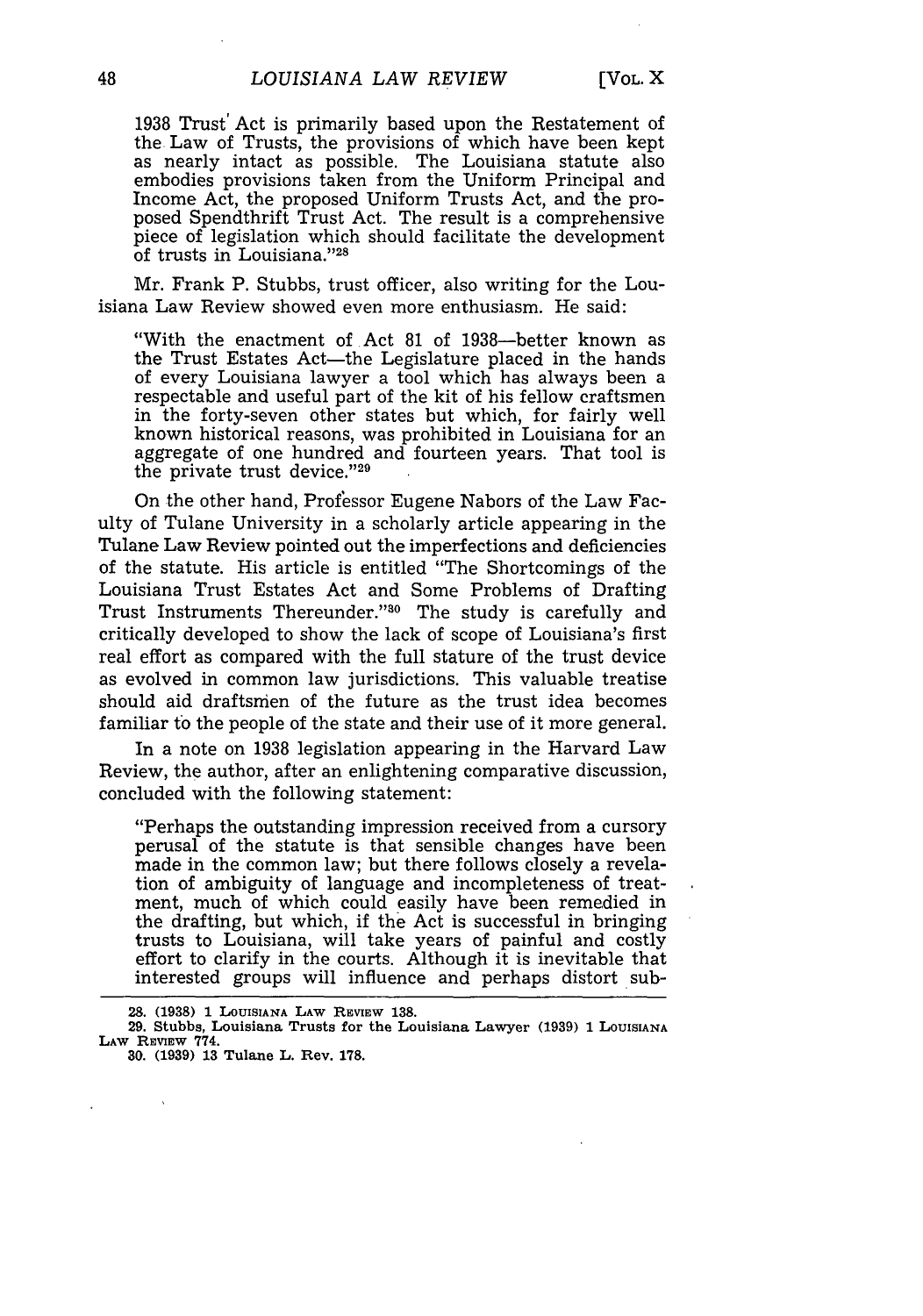1938 Trust Act is primarily based upon the Restatement of the Law of Trusts, the provisions of which have been kept as nearly intact as possible. The Louisiana statute also embodies provisions taken from the Uniform Principal and Income Act, the proposed Uniform Trusts Act, and the proposed Spendthrift Trust Act. The result is a comprehensive piece of legislation which should facilitate the development of trusts in Louisiana."[28]

Mr. Frank P. Stubbs, trust officer, also writing for the Louisiana Law Review showed even more enthusiasm. He said:

> "With the enactment of Act 81 of 1938—better known as the Trust Estates Act—the Legislature placed in the hands of every Louisiana lawyer a tool which has always been a respectable and useful part of the kit of his fellow craftsmen in the forty-seven other states but which, for fairly well known historical reasons, was prohibited in Louisiana for an aggregate of one hundred and fourteen years. That tool is the private trust device."[29]

On the other hand, Professor Eugene Nabors of the Law Faculty of Tulane University in a scholarly article appearing in the Tulane Law Review pointed out the imperfections and deficiencies of the statute. His article is entitled "The Shortcomings of the Louisiana Trust Estates Act and Some Problems of Drafting Trust Instruments Thereunder."[30] The study is carefully and critically developed to show the lack of scope of Louisiana's first real effort as compared with the full stature of the trust device as evolved in common law jurisdictions. This valuable treatise should aid draftsmen of the future as the trust idea becomes familiar to the people of the state and their use of it more general.

In a note on 1938 legislation appearing in the Harvard Law Review, the author, after an enlightening comparative discussion, concluded with the following statement:

> "Perhaps the outstanding impression received from a cursory perusal of the statute is that sensible changes have been made in the common law; but there follows closely a revelation of ambiguity of language and incompleteness of treatment, much of which could easily have been remedied in the drafting, but which, if the Act is successful in bringing trusts to Louisiana, will take years of painful and costly effort to clarify in the courts. Although it is inevitable that interested groups will influence and perhaps distort sub-

---

28. (1938) 1 LOUISIANA LAW REVIEW 138.

29. Stubbs, Louisiana Trusts for the Louisiana Lawyer (1939) 1 LOUISIANA LAW REVIEW 774.

30. (1939) 13 Tulane L. Rev. 178.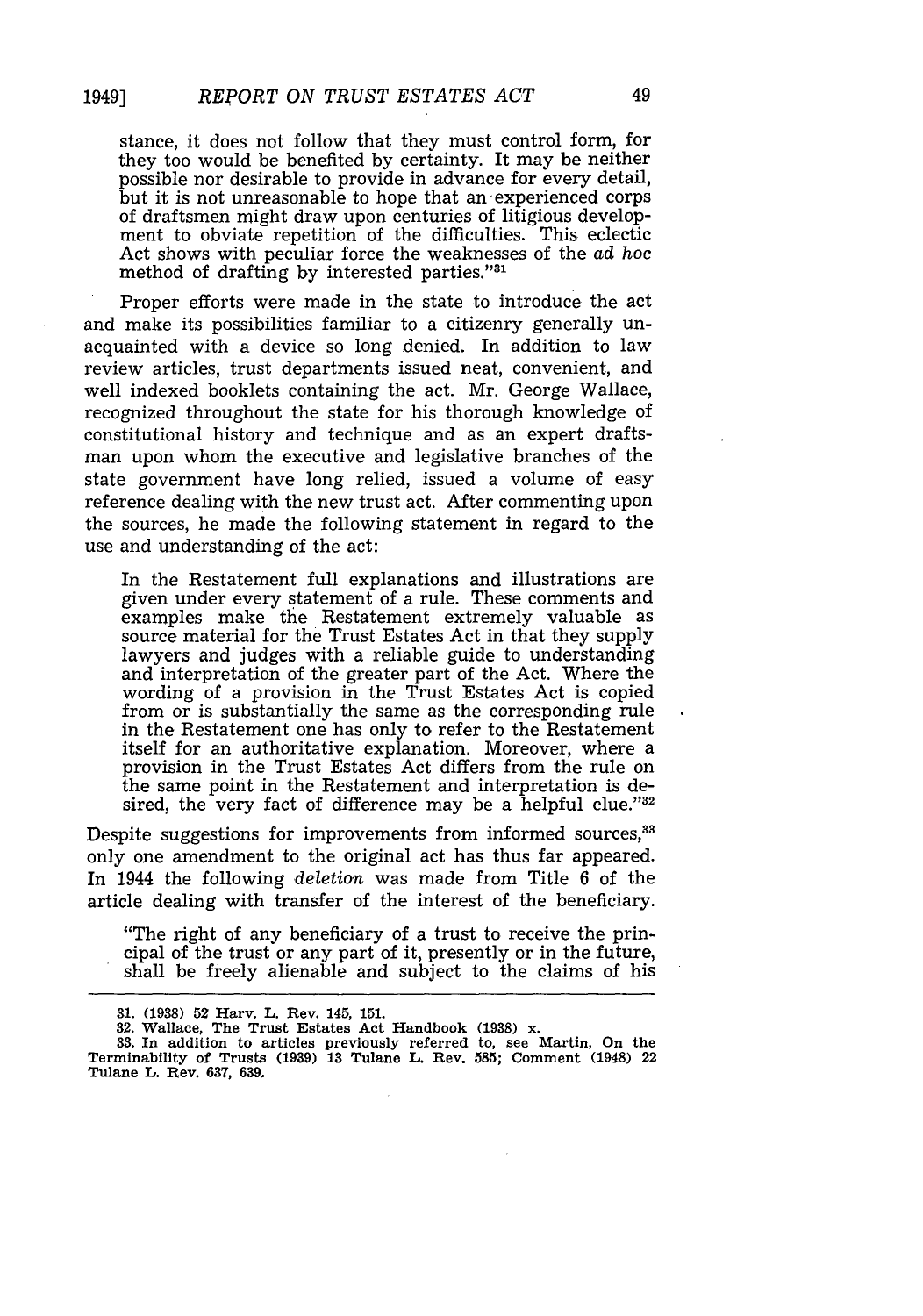stance, it does not follow that they must control form, for they too would be benefited by certainty. It may be neither possible nor desirable to provide in advance for every detail, but it is not unreasonable to hope that an experienced corps of draftsmen might draw upon centuries of litigious development to obviate repetition of the difficulties. This eclectic Act shows with peculiar force the weaknesses of the *ad hoc* method of drafting by interested parties."[31]

Proper efforts were made in the state to introduce the act and make its possibilities familiar to a citizenry generally unacquainted with a device so long denied. In addition to law review articles, trust departments issued neat, convenient, and well indexed booklets containing the act. Mr. George Wallace, recognized throughout the state for his thorough knowledge of constitutional history and technique and as an expert draftsman upon whom the executive and legislative branches of the state government have long relied, issued a volume of easy reference dealing with the new trust act. After commenting upon the sources, he made the following statement in regard to the use and understanding of the act:

> In the Restatement full explanations and illustrations are given under every statement of a rule. These comments and examples make the Restatement extremely valuable as source material for the Trust Estates Act in that they supply lawyers and judges with a reliable guide to understanding and interpretation of the greater part of the Act. Where the wording of a provision in the Trust Estates Act is copied from or is substantially the same as the corresponding rule in the Restatement one has only to refer to the Restatement itself for an authoritative explanation. Moreover, where a provision in the Trust Estates Act differs from the rule on the same point in the Restatement and interpretation is desired, the very fact of difference may be a helpful clue."[32]

Despite suggestions for improvements from informed sources,[33] only one amendment to the original act has thus far appeared. In 1944 the following *deletion* was made from Title 6 of the article dealing with transfer of the interest of the beneficiary.

> "The right of any beneficiary of a trust to receive the principal of the trust or any part of it, presently or in the future, shall be freely alienable and subject to the claims of his

---

31. (1938) 52 Harv. L. Rev. 145, 151.

32. Wallace, The Trust Estates Act Handbook (1938) x.

33. In addition to articles previously referred to, see Martin, On the Terminability of Trusts (1939) 13 Tulane L. Rev. 585; Comment (1948) 22 Tulane L. Rev. 637, 639.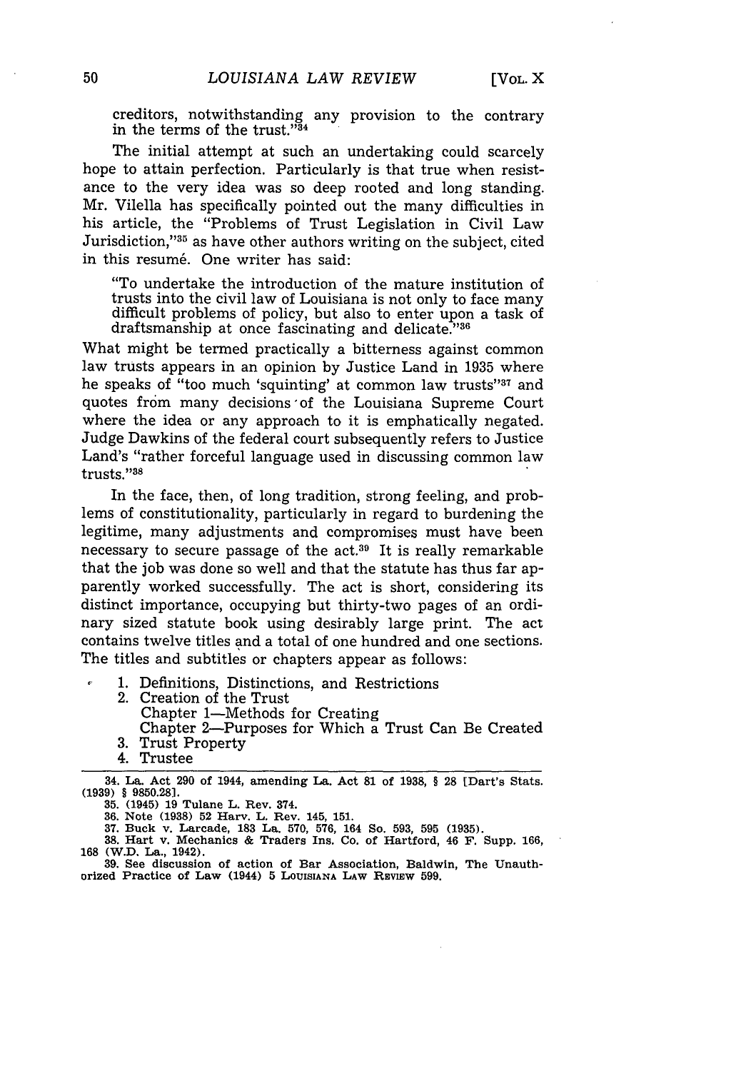creditors, notwithstanding any provision to the contrary in the terms of the trust."[34]

The initial attempt at such an undertaking could scarcely hope to attain perfection. Particularly is that true when resistance to the very idea was so deep rooted and long standing. Mr. Vilella has specifically pointed out the many difficulties in his article, the "Problems of Trust Legislation in Civil Law Jurisdiction,"[35] as have other authors writing on the subject, cited in this resumé. One writer has said:

> "To undertake the introduction of the mature institution of trusts into the civil law of Louisiana is not only to face many difficult problems of policy, but also to enter upon a task of draftsmanship at once fascinating and delicate."[36]

What might be termed practically a bitterness against common law trusts appears in an opinion by Justice Land in 1935 where he speaks of "too much 'squinting' at common law trusts"[37] and quotes from many decisions of the Louisiana Supreme Court where the idea or any approach to it is emphatically negated. Judge Dawkins of the federal court subsequently refers to Justice Land's "rather forceful language used in discussing common law trusts."[38]

In the face, then, of long tradition, strong feeling, and problems of constitutionality, particularly in regard to burdening the legitime, many adjustments and compromises must have been necessary to secure passage of the act.[39] It is really remarkable that the job was done so well and that the statute has thus far apparently worked successfully. The act is short, considering its distinct importance, occupying but thirty-two pages of an ordinary sized statute book using desirably large print. The act contains twelve titles and a total of one hundred and one sections. The titles and subtitles or chapters appear as follows:

1. Definitions, Distinctions, and Restrictions
2. Creation of the Trust
   Chapter 1—Methods for Creating
   Chapter 2—Purposes for Which a Trust Can Be Created
3. Trust Property
4. Trustee

---

34. La. Act 290 of 1944, amending La. Act 81 of 1938, § 28 [Dart's Stats. (1939) § 9850.28].

35. (1945) 19 Tulane L. Rev. 374.

36. Note (1938) 52 Harv. L. Rev. 145, 151.

37. Buck v. Larcade, 183 La. 570, 576, 164 So. 593, 595 (1935).

38. Hart v. Mechanics & Traders Ins. Co. of Hartford, 46 F. Supp. 166, 168 (W.D. La., 1942).

39. See discussion of action of Bar Association, Baldwin, The Unauthorized Practice of Law (1944) 5 LOUISIANA LAW REVIEW 599.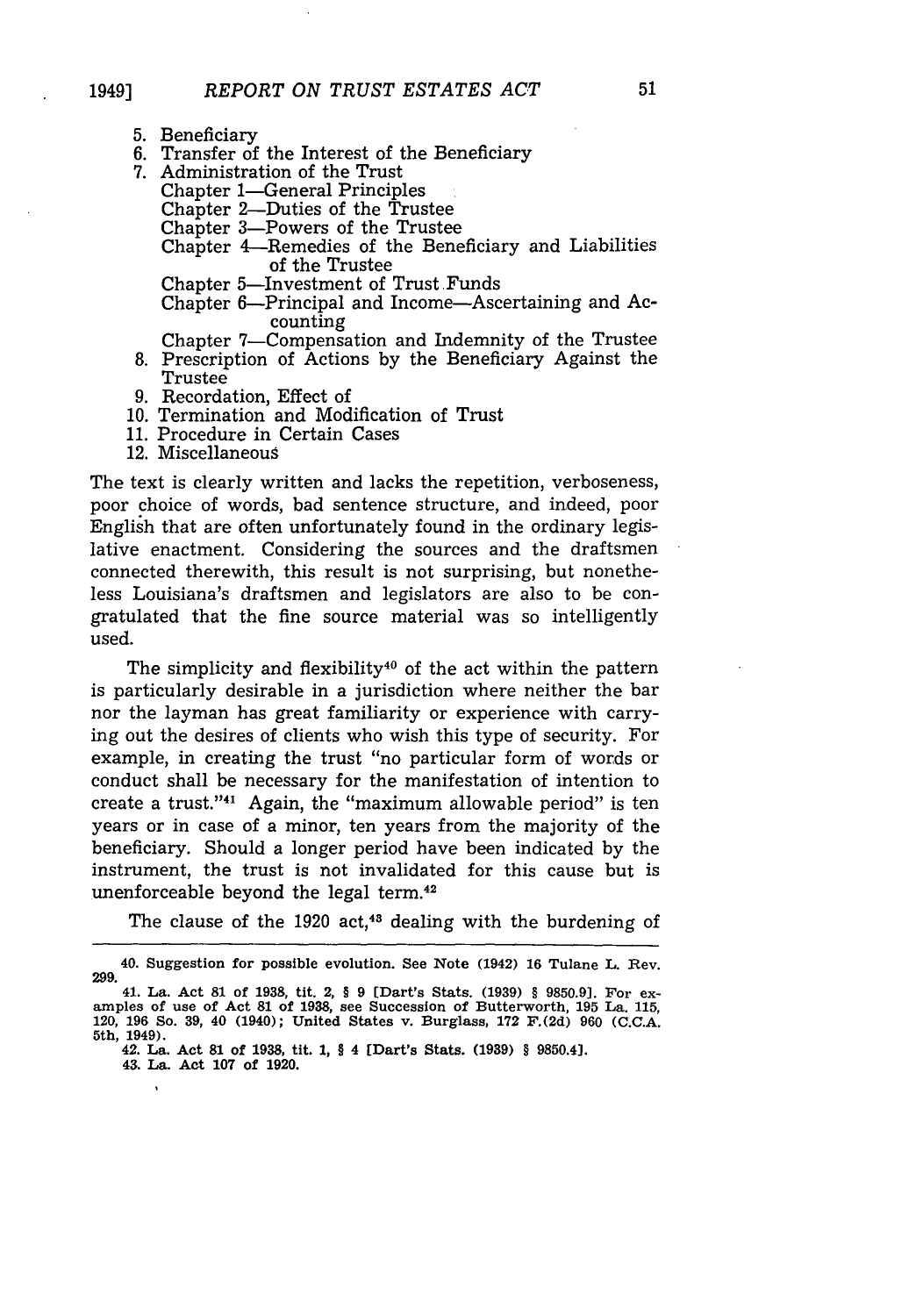5. Beneficiary
6. Transfer of the Interest of the Beneficiary
7. Administration of the Trust
   - Chapter 1—General Principles
   - Chapter 2—Duties of the Trustee
   - Chapter 3—Powers of the Trustee
   - Chapter 4—Remedies of the Beneficiary and Liabilities of the Trustee
   - Chapter 5—Investment of Trust Funds
   - Chapter 6—Principal and Income—Ascertaining and Accounting
   - Chapter 7—Compensation and Indemnity of the Trustee
8. Prescription of Actions by the Beneficiary Against the Trustee
9. Recordation, Effect of
10. Termination and Modification of Trust
11. Procedure in Certain Cases
12. Miscellaneous

The text is clearly written and lacks the repetition, verboseness, poor choice of words, bad sentence structure, and indeed, poor English that are often unfortunately found in the ordinary legislative enactment. Considering the sources and the draftsmen connected therewith, this result is not surprising, but nonetheless Louisiana's draftsmen and legislators are also to be congratulated that the fine source material was so intelligently used.

The simplicity and flexibility[40] of the act within the pattern is particularly desirable in a jurisdiction where neither the bar nor the layman has great familiarity or experience with carrying out the desires of clients who wish this type of security. For example, in creating the trust "no particular form of words or conduct shall be necessary for the manifestation of intention to create a trust."[41] Again, the "maximum allowable period" is ten years or in case of a minor, ten years from the majority of the beneficiary. Should a longer period have been indicated by the instrument, the trust is not invalidated for this cause but is unenforceable beyond the legal term.[42]

The clause of the 1920 act,[43] dealing with the burdening of

---

40. Suggestion for possible evolution. See Note (1942) 16 Tulane L. Rev. 299.

41. La. Act 81 of 1938, tit. 2, § 9 [Dart's Stats. (1939) § 9850.9]. For examples of use of Act 81 of 1938, see Succession of Butterworth, 195 La. 115, 120, 196 So. 39, 40 (1940); United States v. Burglass, 172 F.(2d) 960 (C.C.A. 5th, 1949).

42. La. Act 81 of 1938, tit. 1, § 4 [Dart's Stats. (1939) § 9850.4].

43. La. Act 107 of 1920.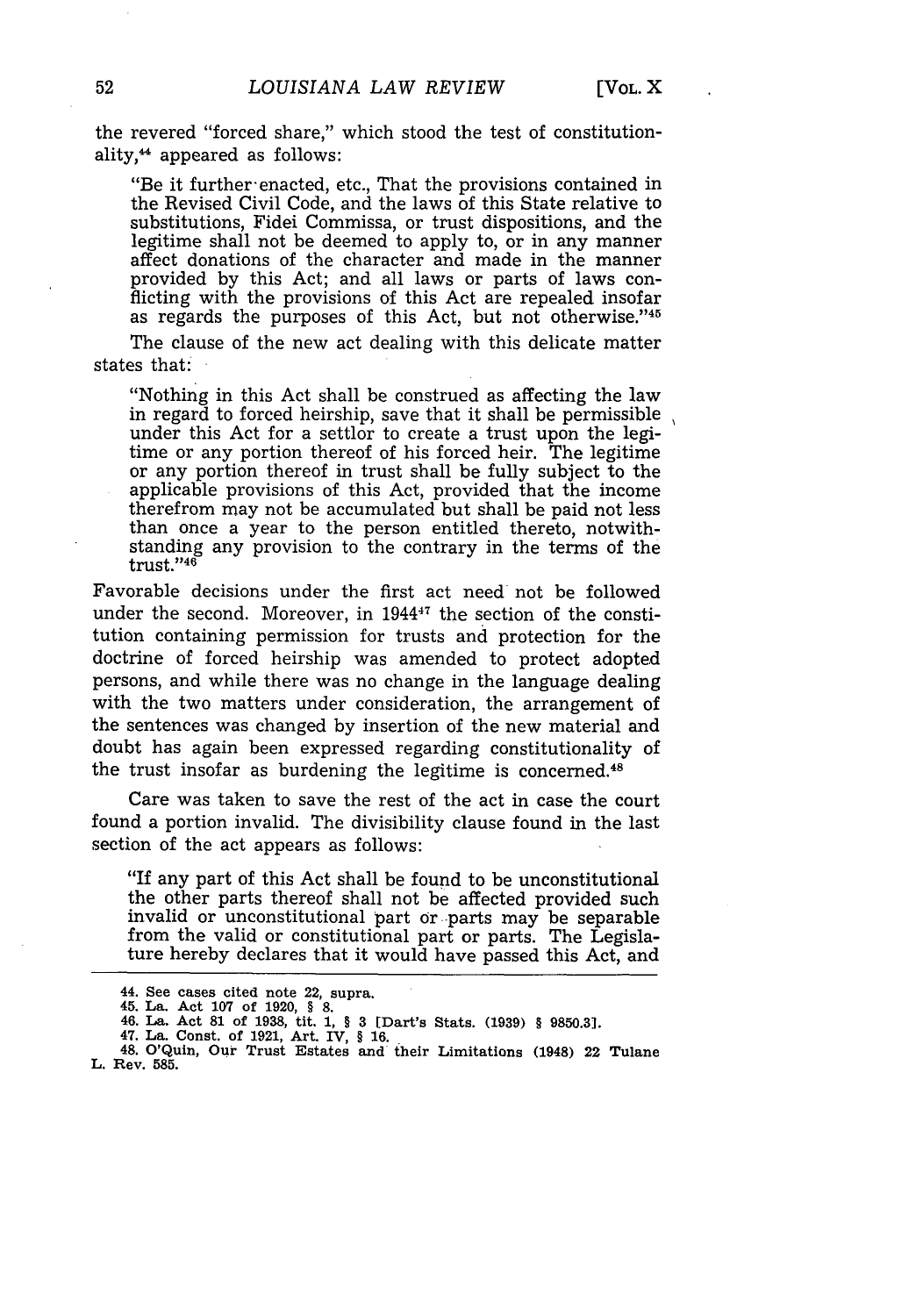the revered "forced share," which stood the test of constitutionality,[44] appeared as follows:

> "Be it further enacted, etc., That the provisions contained in the Revised Civil Code, and the laws of this State relative to substitutions, Fidei Commissa, or trust dispositions, and the legitime shall not be deemed to apply to, or in any manner affect donations of the character and made in the manner provided by this Act; and all laws or parts of laws conflicting with the provisions of this Act are repealed insofar as regards the purposes of this Act, but not otherwise."[45]

The clause of the new act dealing with this delicate matter states that:

> "Nothing in this Act shall be construed as affecting the law in regard to forced heirship, save that it shall be permissible under this Act for a settlor to create a trust upon the legitime or any portion thereof of his forced heir. The legitime or any portion thereof in trust shall be fully subject to the applicable provisions of this Act, provided that the income therefrom may not be accumulated but shall be paid not less than once a year to the person entitled thereto, notwithstanding any provision to the contrary in the terms of the trust."[46]

Favorable decisions under the first act need not be followed under the second. Moreover, in 1944[47] the section of the constitution containing permission for trusts and protection for the doctrine of forced heirship was amended to protect adopted persons, and while there was no change in the language dealing with the two matters under consideration, the arrangement of the sentences was changed by insertion of the new material and doubt has again been expressed regarding constitutionality of the trust insofar as burdening the legitime is concerned.[48]

Care was taken to save the rest of the act in case the court found a portion invalid. The divisibility clause found in the last section of the act appears as follows:

> "If any part of this Act shall be found to be unconstitutional the other parts thereof shall not be affected provided such invalid or unconstitutional part or parts may be separable from the valid or constitutional part or parts. The Legislature hereby declares that it would have passed this Act, and

---

44. See cases cited note 22, supra.

45. La. Act 107 of 1920, § 8.

46. La. Act 81 of 1938, tit. 1, § 3 [Dart's Stats. (1939) § 9850.3].

47. La. Const. of 1921, Art. IV, § 16.

48. O'Quin, Our Trust Estates and their Limitations (1948) 22 Tulane L. Rev. 585.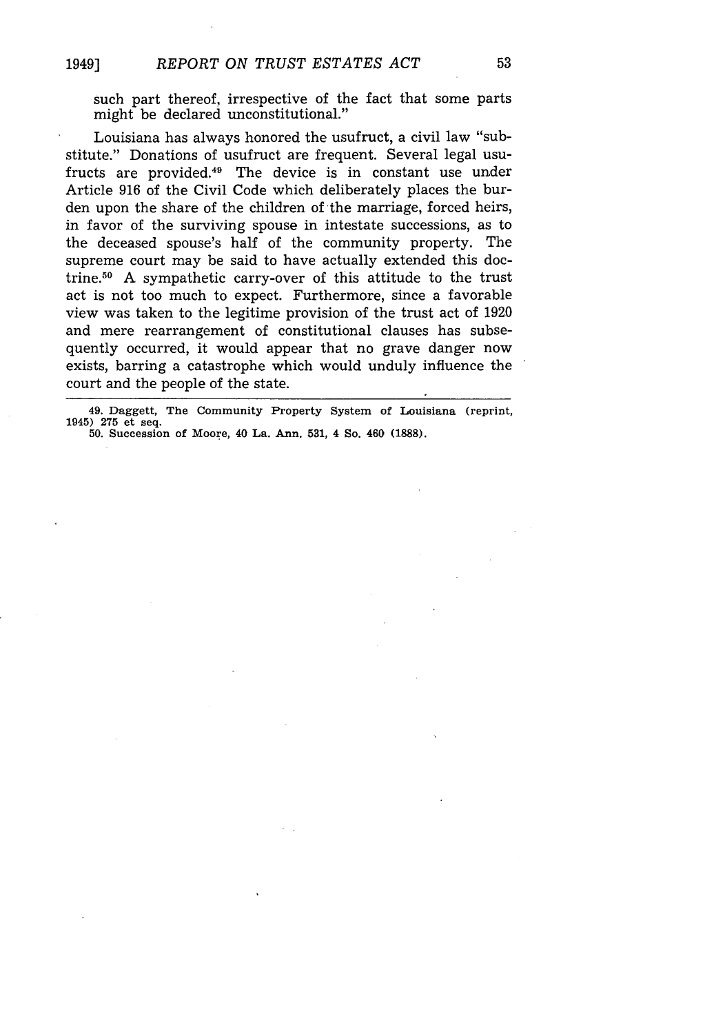such part thereof, irrespective of the fact that some parts might be declared unconstitutional."

Louisiana has always honored the usufruct, a civil law "substitute." Donations of usufruct are frequent. Several legal usufructs are provided.[49] The device is in constant use under Article 916 of the Civil Code which deliberately places the burden upon the share of the children of the marriage, forced heirs, in favor of the surviving spouse in intestate successions, as to the deceased spouse's half of the community property. The supreme court may be said to have actually extended this doctrine.[50] A sympathetic carry-over of this attitude to the trust act is not too much to expect. Furthermore, since a favorable view was taken to the legitime provision of the trust act of 1920 and mere rearrangement of constitutional clauses has subsequently occurred, it would appear that no grave danger now exists, barring a catastrophe which would unduly influence the court and the people of the state.

---

49. Daggett, The Community Property System of Louisiana (reprint, 1945) 275 et seq.

50. Succession of Moore, 40 La. Ann. 531, 4 So. 460 (1888).